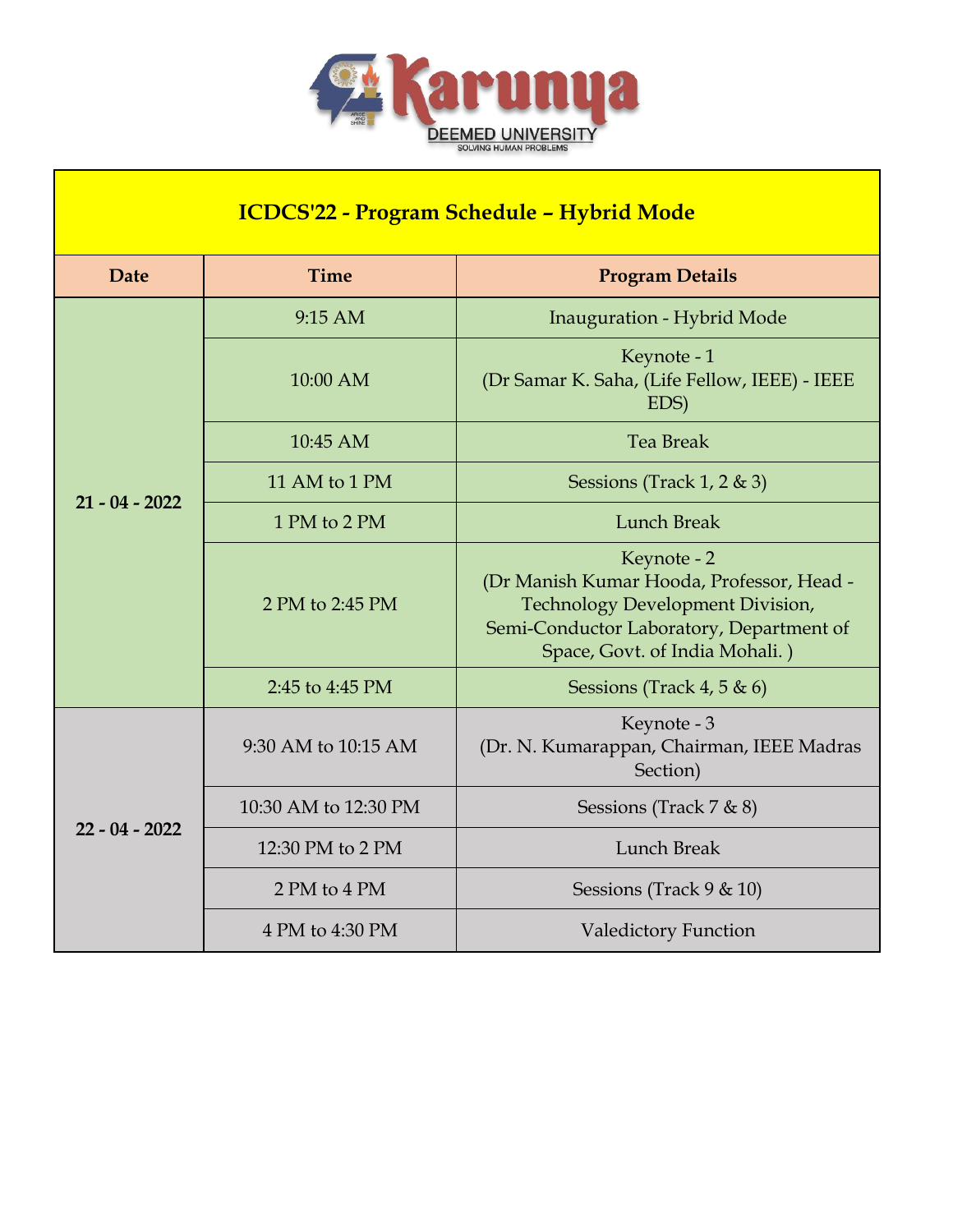Karunya DEEMED UNIVERSITY
SOLVING HUMAN PROBLEMS

## ICDCS'22 - Program Schedule – Hybrid Mode

| Date | Time | Program Details |
|---|---|---|
| 21 - 04 - 2022 | 9:15 AM | Inauguration - Hybrid Mode |
| | 10:00 AM | Keynote - 1 (Dr Samar K. Saha, (Life Fellow, IEEE) - IEEE EDS) |
| | 10:45 AM | Tea Break |
| | 11 AM to 1 PM | Sessions (Track 1, 2 & 3) |
| | 1 PM to 2 PM | Lunch Break |
| | 2 PM to 2:45 PM | Keynote - 2 (Dr Manish Kumar Hooda, Professor, Head - Technology Development Division, Semi-Conductor Laboratory, Department of Space, Govt. of India Mohali. ) |
| | 2:45 to 4:45 PM | Sessions (Track 4, 5 & 6) |
| 22 - 04 - 2022 | 9:30 AM to 10:15 AM | Keynote - 3 (Dr. N. Kumarappan, Chairman, IEEE Madras Section) |
| | 10:30 AM to 12:30 PM | Sessions (Track 7 & 8) |
| | 12:30 PM to 2 PM | Lunch Break |
| | 2 PM to 4 PM | Sessions (Track 9 & 10) |
| | 4 PM to 4:30 PM | Valedictory Function |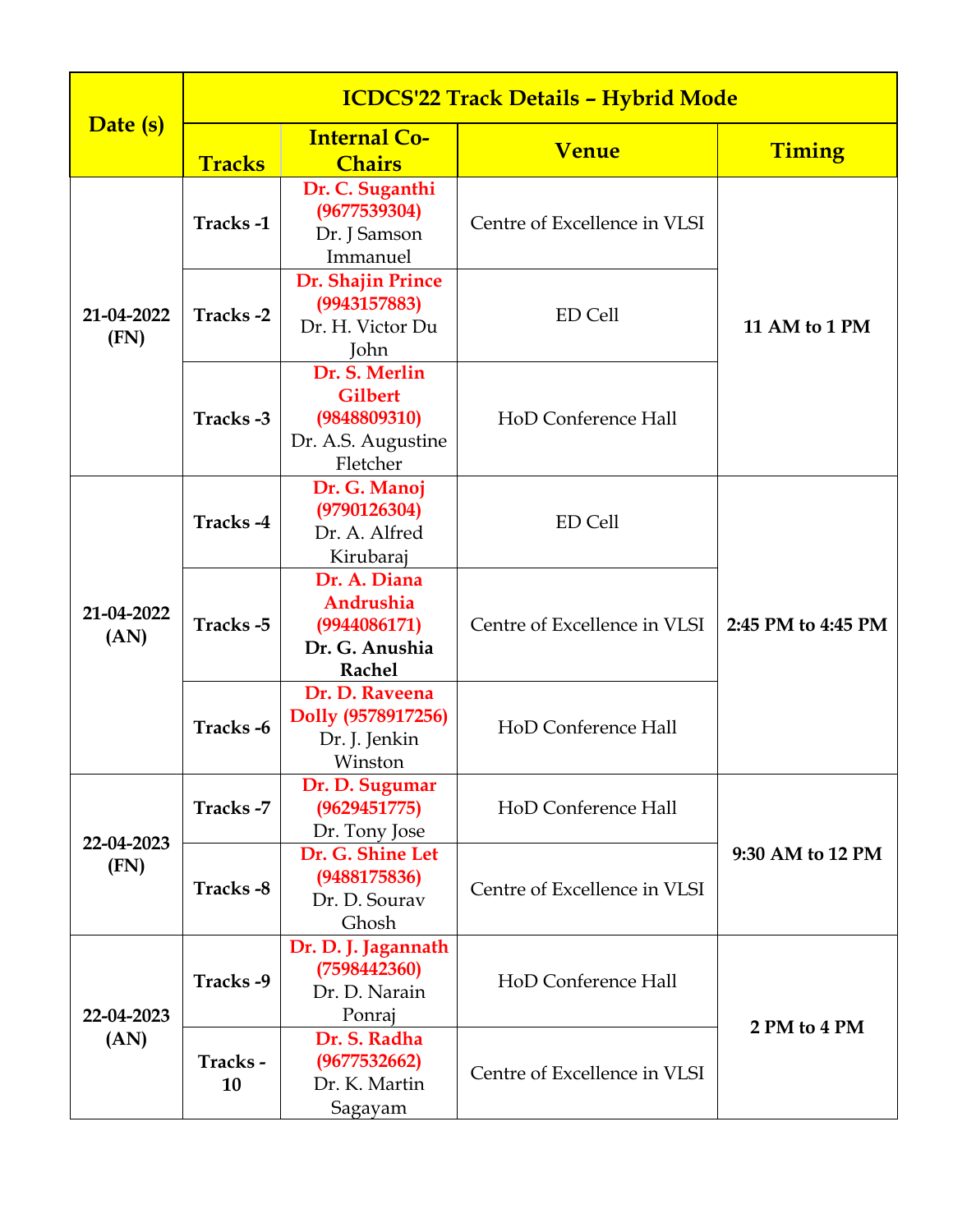| Date (s) | ICDCS'22 Track Details – Hybrid Mode | | | |
|---|---|---|---|---|
| | Tracks | Internal Co-Chairs | Venue | Timing |
| 21-04-2022 (FN) | Tracks -1 | **Dr. C. Suganthi (9677539304)** Dr. J Samson Immanuel | Centre of Excellence in VLSI | 11 AM to 1 PM |
| | Tracks -2 | **Dr. Shajin Prince (9943157883)** Dr. H. Victor Du John | ED Cell | |
| | Tracks -3 | **Dr. S. Merlin Gilbert (9848809310)** Dr. A.S. Augustine Fletcher | HoD Conference Hall | |
| 21-04-2022 (AN) | Tracks -4 | **Dr. G. Manoj (9790126304)** Dr. A. Alfred Kirubaraj | ED Cell | 2:45 PM to 4:45 PM |
| | Tracks -5 | **Dr. A. Diana Andrushia (9944086171)** **Dr. G. Anushia Rachel** | Centre of Excellence in VLSI | |
| | Tracks -6 | **Dr. D. Raveena Dolly (9578917256)** Dr. J. Jenkin Winston | HoD Conference Hall | |
| 22-04-2023 (FN) | Tracks -7 | **Dr. D. Sugumar (9629451775)** Dr. Tony Jose | HoD Conference Hall | 9:30 AM to 12 PM |
| | Tracks -8 | **Dr. G. Shine Let (9488175836)** Dr. D. Sourav Ghosh | Centre of Excellence in VLSI | |
| 22-04-2023 (AN) | Tracks -9 | **Dr. D. J. Jagannath (7598442360)** Dr. D. Narain Ponraj | HoD Conference Hall | 2 PM to 4 PM |
| | Tracks - 10 | **Dr. S. Radha (9677532662)** Dr. K. Martin Sagayam | Centre of Excellence in VLSI | |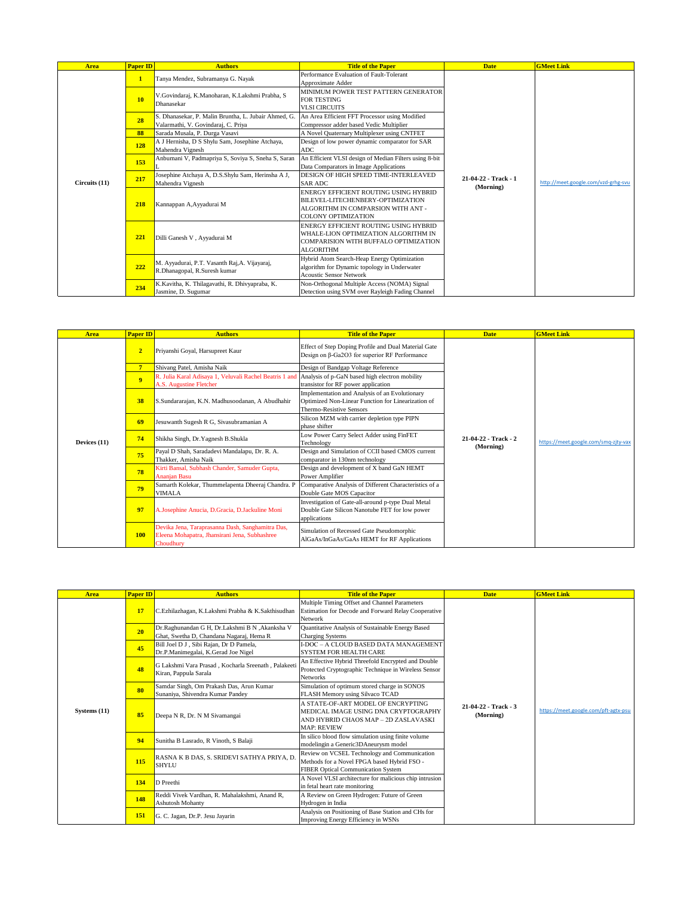| Area | Paper ID | Authors | Title of the Paper | Date | GMeet Link |
|---|---|---|---|---|---|
| Circuits (11) | 1 | Tanya Mendez, Subramanya G. Nayak | Performance Evaluation of Fault-Tolerant Approximate Adder | 21-04-22 - Track - 1 (Morning) | http://meet.google.com/vzd-grhg-svu |
| | 10 | V.Govindaraj, K.Manoharan, K.Lakshmi Prabha, S Dhanasekar | MINIMUM POWER TEST PATTERN GENERATOR FOR TESTING VLSI CIRCUITS | | |
| | 28 | S. Dhanasekar, P. Malin Bruntha, L. Jubair Ahmed, G. Valarmathi, V. Govindaraj, C. Priya | An Area Efficient FFT Processor using Modified Compressor adder based Vedic Multiplier | | |
| | 88 | Sarada Musala, P. Durga Vasavi | A Novel Quaternary Multiplexer using CNTFET | | |
| | 128 | A J Hernisha, D S Shylu Sam, Josephine Atchaya, Mahendra Vignesh | Design of low power dynamic comparator for SAR ADC | | |
| | 153 | Anbumani V, Padmapriya S, Soviya S, Sneha S, Saran L | An Efficient VLSI design of Median Filters using 8-bit Data Comparators in Image Applications | | |
| | 217 | Josephine Atchaya A, D.S.Shylu Sam, Herinsha A J, Mahendra Vignesh | DESIGN OF HIGH SPEED TIME-INTERLEAVED SAR ADC | | |
| | 218 | Kannappan A,Ayyadurai M | ENERGY EFFICIENT ROUTING USING HYBRID BILEVEL-LITECHENBERY-OPTIMIZATION ALGORITHM IN COMPARSION WITH ANT - COLONY OPTIMIZATION | | |
| | 221 | Dilli Ganesh V , Ayyadurai M | ENERGY EFFICIENT ROUTING USING HYBRID WHALE-LION OPTIMIZATION ALGORITHM IN COMPARISION WITH BUFFALO OPTIMIZATION ALGORITHM | | |
| | 222 | M. Ayyadurai, P.T. Vasanth Raj,A. Vijayaraj, R.Dhanagopal, R.Suresh kumar | Hybrid Atom Search-Heap Energy Optimization algorithm for Dynamic topology in Underwater Acoustic Sensor Network | | |
| | 234 | K.Kavitha, K. Thilagavathi, R. Dhivyapraba, K. Jasmine, D. Sugumar | Non-Orthogonal Multiple Access (NOMA) Signal Detection using SVM over Rayleigh Fading Channel | | |

| Area | Paper ID | Authors | Title of the Paper | Date | GMeet Link |
|---|---|---|---|---|---|
| Devices (11) | 2 | Priyanshi Goyal, Harsupreet Kaur | Effect of Step Doping Profile and Dual Material Gate Design on β-Ga2O3 for superior RF Performance | 21-04-22 - Track - 2 (Morning) | https://meet.google.com/smq-zjty-vax |
| | 7 | Shivang Patel, Amisha Naik | Design of Bandgap Voltage Reference | | |
| | 9 | R. Julia Karal Adisaya 1, Veluvali Rachel Beatris 1 and A.S. Augustine Fletcher | Analysis of p-GaN based high electron mobility transistor for RF power application | | |
| | 38 | S.Sundararajan, K.N. Madhusoodanan, A Abudhahir | Implementation and Analysis of an Evolutionary Optimized Non-Linear Function for Linearization of Thermo-Resistive Sensors | | |
| | 69 | Jesuwanth Sugesh R G, Sivasubramanian A | Silicon MZM with carrier depletion type PIPN phase shifter | | |
| | 74 | Shikha Singh, Dr.Yagnesh B.Shukla | Low Power Carry Select Adder using FinFET Technology | | |
| | 75 | Payal D Shah, Saradadevi Mandalapu, Dr. R. A. Thakker, Amisha Naik | Design and Simulation of CCII based CMOS current comparator in 130nm technology | | |
| | 78 | Kirti Bansal, Subhash Chander, Samuder Gupta, Ananjan Basu | Design and development of X band GaN HEMT Power Amplifier | | |
| | 79 | Samarth Kolekar, Thummelapenta Dheeraj Chandra. P VIMALA | Comparative Analysis of Different Characteristics of a Double Gate MOS Capacitor | | |
| | 97 | A.Josephine Anucia, D.Gracia, D.Jackuline Moni | Investigation of Gate-all-around p-type Dual Metal Double Gate Silicon Nanotube FET for low power applications | | |
| | 100 | Devika Jena, Taraprasanna Dash, Sanghamitra Das, Eleena Mohapatra, Jhansirani Jena, Subhashree Choudhury | Simulation of Recessed Gate Pseudomorphic AlGaAs/InGaAs/GaAs HEMT for RF Applications | | |

| Area | Paper ID | Authors | Title of the Paper | Date | GMeet Link |
|---|---|---|---|---|---|
| Systems (11) | 17 | C.Ezhilazhagan, K.Lakshmi Prabha & K.Sakthisudhan | Multiple Timing Offset and Channel Parameters Estimation for Decode and Forward Relay Cooperative Network | 21-04-22 - Track - 3 (Morning) | https://meet.google.com/pft-agtx-psu |
| | 20 | Dr.Raghunandan G H, Dr.Lakshmi B N ,Akanksha V Ghat, Swetha D, Chandana Nagaraj, Hema R | Quantitative Analysis of Sustainable Energy Based Charging Systems | | |
| | 45 | Bill Joel D J , Sibi Rajan, Dr D Pamela, Dr.P.Manimegalai, K.Gerad Joe Nigel | I-DOC – A CLOUD BASED DATA MANAGEMENT SYSTEM FOR HEALTH CARE | | |
| | 48 | G Lakshmi Vara Prasad , Kocharla Sreenath , Palakeeti Kiran, Pappula Sarala | An Effective Hybrid Threefold Encrypted and Double Protected Cryptographic Technique in Wireless Sensor Networks | | |
| | 80 | Samdar Singh, Om Prakash Das, Arun Kumar Sunaniya, Shivendra Kumar Pandey | Simulation of optimum stored charge in SONOS FLASH Memory using Silvaco TCAD | | |
| | 85 | Deepa N R, Dr. N M Sivamangai | A STATE-OF-ART MODEL OF ENCRYPTING MEDICAL IMAGE USING DNA CRYPTOGRAPHY AND HYBRID CHAOS MAP – 2D ZASLAVASKI MAP: REVIEW | | |
| | 94 | Sunitha B Lasrado, R Vinoth, S Balaji | In silico blood flow simulation using finite volume modelingin a Generic3DAneurysm model | | |
| | 115 | RASNA K B DAS, S. SRIDEVI SATHYA PRIYA, D. SHYLU | Review on VCSEL Technology and Communication Methods for a Novel FPGA based Hybrid FSO - FIBER Optical Communication System | | |
| | 134 | D Preethi | A Novel VLSI architecture for malicious chip intrusion in fetal heart rate monitoring | | |
| | 148 | Reddi Vivek Vardhan, R. Mahalakshmi, Anand R, Ashutosh Mohanty | A Review on Green Hydrogen: Future of Green Hydrogen in India | | |
| | 151 | G. C. Jagan, Dr.P. Jesu Jayarin | Analysis on Positioning of Base Station and CHs for Improving Energy Efficiency in WSNs | | |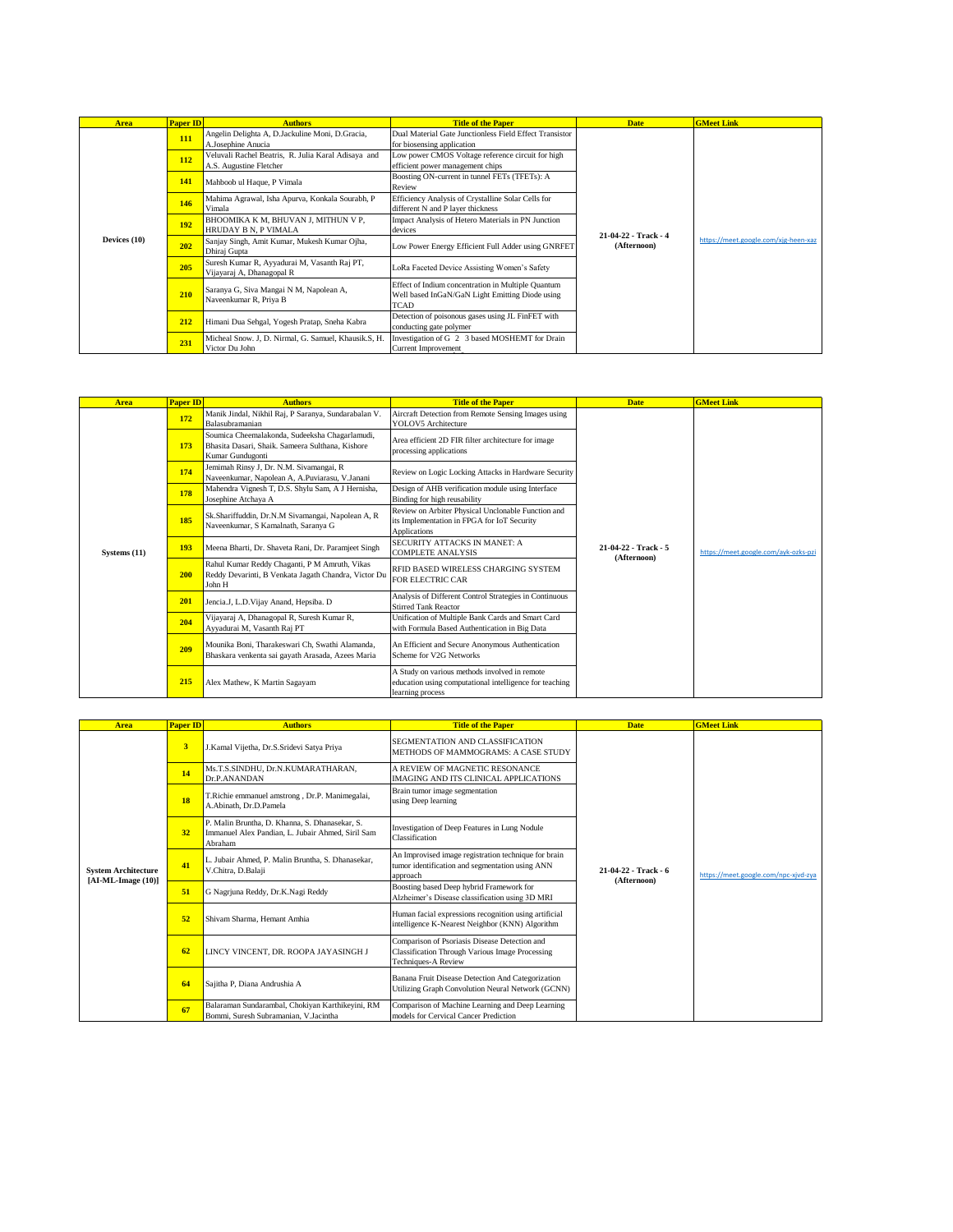| Area | Paper ID | Authors | Title of the Paper | Date | GMeet Link |
|---|---|---|---|---|---|
| Devices (10) | 111 | Angelin Delighta A, D.Jackuline Moni, D.Gracia, A.Josephine Anucia | Dual Material Gate Junctionless Field Effect Transistor for biosensing application | 21-04-22 - Track - 4 (Afternoon) | https://meet.google.com/xjg-heen-xaz |
| | 112 | Veluvali Rachel Beatris, R. Julia Karal Adisaya and A.S. Augustine Fletcher | Low power CMOS Voltage reference circuit for high efficient power management chips | | |
| | 141 | Mahboob ul Haque, P Vimala | Boosting ON-current in tunnel FETs (TFETs): A Review | | |
| | 146 | Mahima Agrawal, Isha Apurva, Konkala Sourabh, P Vimala | Efficiency Analysis of Crystalline Solar Cells for different N and P layer thickness | | |
| | 192 | BHOOMIKA K M, BHUVAN J, MITHUN V P, HRUDAY B N, P VIMALA | Impact Analysis of Hetero Materials in PN Junction devices | | |
| | 202 | Sanjay Singh, Amit Kumar, Mukesh Kumar Ojha, Dhiraj Gupta | Low Power Energy Efficient Full Adder using GNRFET | | |
| | 205 | Suresh Kumar R, Ayyadurai M, Vasanth Raj PT, Vijayaraj A, Dhanagopal R | LoRa Faceted Device Assisting Women's Safety | | |
| | 210 | Saranya G, Siva Mangai N M, Napolean A, Naveenkumar R, Priya B | Effect of Indium concentration in Multiple Quantum Well based InGaN/GaN Light Emitting Diode using TCAD | | |
| | 212 | Himani Dua Sehgal, Yogesh Pratap, Sneha Kabra | Detection of poisonous gases using JL FinFET with conducting gate polymer | | |
| | 231 | Micheal Snow. J, D. Nirmal, G. Samuel, Khausik.S, H. Victor Du John | Investigation of G 2 3 based MOSHEMT for Drain Current Improvement | | |

| Area | Paper ID | Authors | Title of the Paper | Date | GMeet Link |
|---|---|---|---|---|---|
| Systems (11) | 172 | Manik Jindal, Nikhil Raj, P Saranya, Sundarabalan V. Balasubramanian | Aircraft Detection from Remote Sensing Images using YOLOV5 Architecture | 21-04-22 - Track - 5 (Afternoon) | https://meet.google.com/ayk-ozks-pzj |
| | 173 | Soumica Cheemalakonda, Sudeeksha Chagarlamudi, Bhasita Dasari, Shaik. Sameera Sulthana, Kishore Kumar Gundugonti | Area efficient 2D FIR filter architecture for image processing applications | | |
| | 174 | Jemimah Rinsy J, Dr. N.M. Sivamangai, R Naveenkumar, Napolean A, A.Puviarasu, V.Janani | Review on Logic Locking Attacks in Hardware Security | | |
| | 178 | Mahendra Vignesh T, D.S. Shylu Sam, A J Hernisha, Josephine Atchaya A | Design of AHB verification module using Interface Binding for high reusability | | |
| | 185 | Sk.Shariffuddin, Dr.N.M Sivamangai, Napolean A, R Naveenkumar, S Kamalnath, Saranya G | Review on Arbiter Physical Unclonable Function and its Implementation in FPGA for IoT Security Applications | | |
| | 193 | Meena Bharti, Dr. Shaveta Rani, Dr. Paramjeet Singh | SECURITY ATTACKS IN MANET: A COMPLETE ANALYSIS | | |
| | 200 | Rahul Kumar Reddy Chaganti, P M Amruth, Vikas Reddy Devarinti, B Venkata Jagath Chandra, Victor Du John H | RFID BASED WIRELESS CHARGING SYSTEM FOR ELECTRIC CAR | | |
| | 201 | Jencia.J, L.D.Vijay Anand, Hepsiba. D | Analysis of Different Control Strategies in Continuous Stirred Tank Reactor | | |
| | 204 | Vijayaraj A, Dhanagopal R, Suresh Kumar R, Ayyadurai M, Vasanth Raj PT | Unification of Multiple Bank Cards and Smart Card with Formula Based Authentication in Big Data | | |
| | 209 | Mounika Boni, Tharakeswari Ch, Swathi Alamanda, Bhaskara venkenta sai gayath Arasada, Azees Maria | An Efficient and Secure Anonymous Authentication Scheme for V2G Networks | | |
| | 215 | Alex Mathew, K Martin Sagayam | A Study on various methods involved in remote education using computational intelligence for teaching learning process | | |

| Area | Paper ID | Authors | Title of the Paper | Date | GMeet Link |
|---|---|---|---|---|---|
| System Architecture [AI-ML-Image (10)] | 3 | J.Kamal Vijetha, Dr.S.Sridevi Satya Priya | SEGMENTATION AND CLASSIFICATION METHODS OF MAMMOGRAMS: A CASE STUDY | 21-04-22 - Track - 6 (Afternoon) | https://meet.google.com/npc-xjvd-zya |
| | 14 | Ms.T.S.SINDHU, Dr.N.KUMARATHARAN, Dr.P.ANANDAN | A REVIEW OF MAGNETIC RESONANCE IMAGING AND ITS CLINICAL APPLICATIONS | | |
| | 18 | T.Richie emmanuel amstrong , Dr.P. Manimegalai, A.Abinath, Dr.D.Pamela | Brain tumor image segmentation using Deep learning | | |
| | 32 | P. Malin Bruntha, D. Khanna, S. Dhanasekar, S. Immanuel Alex Pandian, L. Jubair Ahmed, Siril Sam Abraham | Investigation of Deep Features in Lung Nodule Classification | | |
| | 41 | L. Jubair Ahmed, P. Malin Bruntha, S. Dhanasekar, V.Chitra, D.Balaji | An Improvised image registration technique for brain tumor identification and segmentation using ANN approach | | |
| | 51 | G Nagrjuna Reddy, Dr.K.Nagi Reddy | Boosting based Deep hybrid Framework for Alzheimer's Disease classification using 3D MRI | | |
| | 52 | Shivam Sharma, Hemant Amhia | Human facial expressions recognition using artificial intelligence K-Nearest Neighbor (KNN) Algorithm | | |
| | 62 | LINCY VINCENT, DR. ROOPA JAYASINGH J | Comparison of Psoriasis Disease Detection and Classification Through Various Image Processing Techniques-A Review | | |
| | 64 | Sajitha P, Diana Andrushia A | Banana Fruit Disease Detection And Categorization Utilizing Graph Convolution Neural Network (GCNN) | | |
| | 67 | Balaraman Sundarambal, Chokiyan Karthikeyini, RM Bommi, Suresh Subramanian, V.Jacintha | Comparison of Machine Learning and Deep Learning models for Cervical Cancer Prediction | | |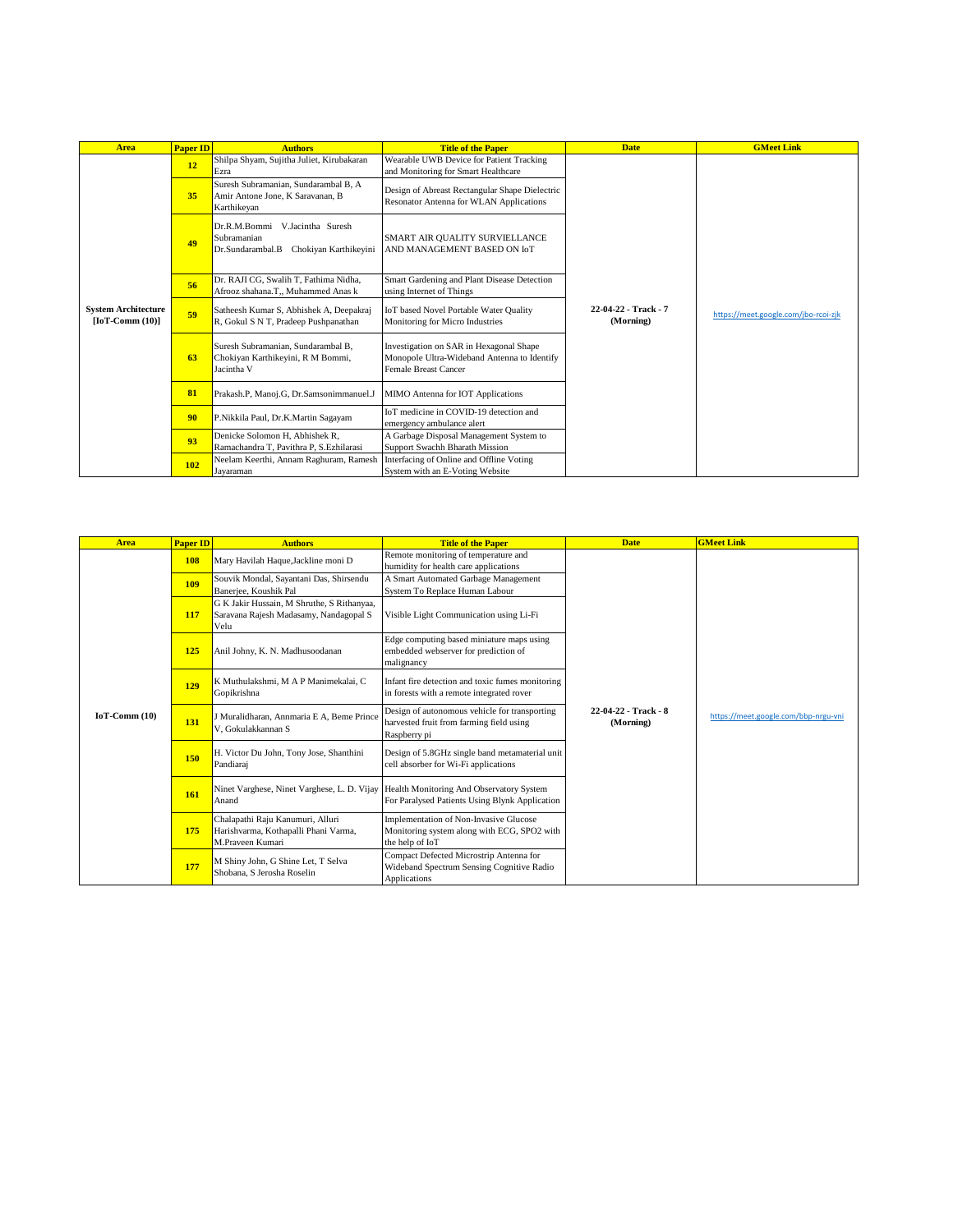| Area | Paper ID | Authors | Title of the Paper | Date | GMeet Link |
| --- | --- | --- | --- | --- | --- |
| System Architecture [IoT-Comm (10)] | 12 | Shilpa Shyam, Sujitha Juliet, Kirubakaran Ezra | Wearable UWB Device for Patient Tracking and Monitoring for Smart Healthcare | 22-04-22 - Track - 7 (Morning) | https://meet.google.com/jbo-rcoi-zjk |
| | 35 | Suresh Subramanian, Sundarambal B, A Amir Antone Jone, K Saravanan, B Karthikeyan | Design of Abreast Rectangular Shape Dielectric Resonator Antenna for WLAN Applications | | |
| | 49 | Dr.R.M.Bommi V.Jacintha Suresh Subramanian Dr.Sundarambal.B Chokiyan Karthikeyini | SMART AIR QUALITY SURVIELLANCE AND MANAGEMENT BASED ON IoT | | |
| | 56 | Dr. RAJI CG, Swalih T, Fathima Nidha, Afrooz shahana.T,, Muhammed Anas k | Smart Gardening and Plant Disease Detection using Internet of Things | | |
| | 59 | Satheesh Kumar S, Abhishek A, Deepakraj R, Gokul S N T, Pradeep Pushpanathan | IoT based Novel Portable Water Quality Monitoring for Micro Industries | | |
| | 63 | Suresh Subramanian, Sundarambal B, Chokiyan Karthikeyini, R M Bommi, Jacintha V | Investigation on SAR in Hexagonal Shape Monopole Ultra-Wideband Antenna to Identify Female Breast Cancer | | |
| | 81 | Prakash.P, Manoj.G, Dr.Samsonimmanuel.J | MIMO Antenna for IOT Applications | | |
| | 90 | P.Nikkila Paul, Dr.K.Martin Sagayam | IoT medicine in COVID-19 detection and emergency ambulance alert | | |
| | 93 | Denicke Solomon H, Abhishek R, Ramachandra T, Pavithra P, S.Ezhilarasi | A Garbage Disposal Management System to Support Swachh Bharath Mission | | |
| | 102 | Neelam Keerthi, Annam Raghuram, Ramesh Jayaraman | Interfacing of Online and Offline Voting System with an E-Voting Website | | |

| Area | Paper ID | Authors | Title of the Paper | Date | GMeet Link |
| --- | --- | --- | --- | --- | --- |
| IoT-Comm (10) | 108 | Mary Havilah Haque,Jackline moni D | Remote monitoring of temperature and humidity for health care applications | 22-04-22 - Track - 8 (Morning) | https://meet.google.com/bbp-nrgu-vni |
| | 109 | Souvik Mondal, Sayantani Das, Shirsendu Banerjee, Koushik Pal | A Smart Automated Garbage Management System To Replace Human Labour | | |
| | 117 | G K Jakir Hussain, M Shruthe, S Rithanyaa, Saravana Rajesh Madasamy, Nandagopal S Velu | Visible Light Communication using Li-Fi | | |
| | 125 | Anil Johny, K. N. Madhusoodanan | Edge computing based miniature maps using embedded webserver for prediction of malignancy | | |
| | 129 | K Muthulakshmi, M A P Manimekalai, C Gopikrishna | Infant fire detection and toxic fumes monitoring in forests with a remote integrated rover | | |
| | 131 | J Muralidharan, Annmaria E A, Beme Prince V, Gokulakkannan S | Design of autonomous vehicle for transporting harvested fruit from farming field using Raspberry pi | | |
| | 150 | H. Victor Du John, Tony Jose, Shanthini Pandiaraj | Design of 5.8GHz single band metamaterial unit cell absorber for Wi-Fi applications | | |
| | 161 | Ninet Varghese, Ninet Varghese, L. D. Vijay Anand | Health Monitoring And Observatory System For Paralysed Patients Using Blynk Application | | |
| | 175 | Chalapathi Raju Kanumuri, Alluri Harishvarma, Kothapalli Phani Varma, M.Praveen Kumari | Implementation of Non-Invasive Glucose Monitoring system along with ECG, SPO2 with the help of IoT | | |
| | 177 | M Shiny John, G Shine Let, T Selva Shobana, S Jerosha Roselin | Compact Defected Microstrip Antenna for Wideband Spectrum Sensing Cognitive Radio Applications | | |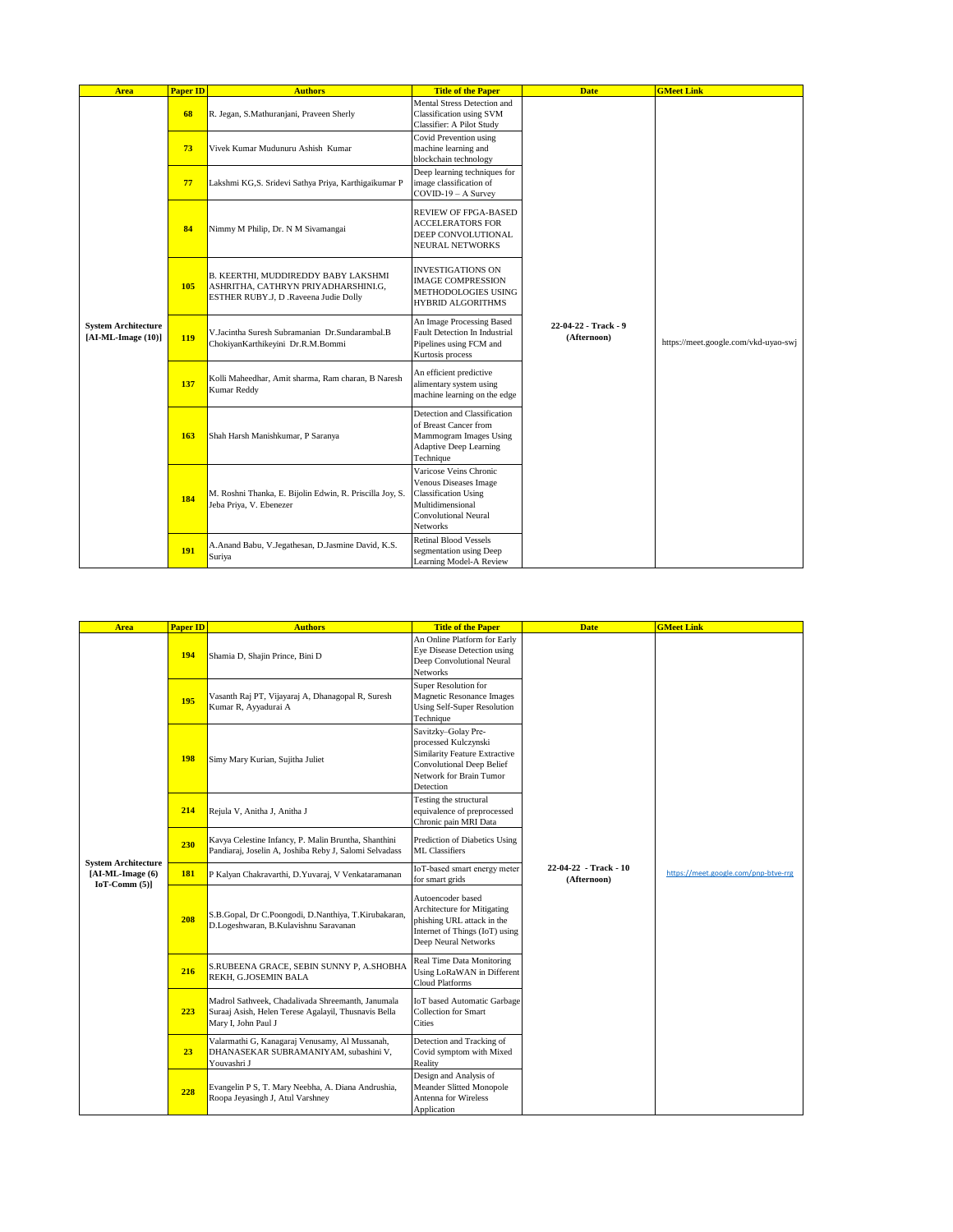| Area | Paper ID | Authors | Title of the Paper | Date | GMeet Link |
|---|---|---|---|---|---|
| System Architecture [AI-ML-Image (10)] | 68 | R. Jegan, S.Mathuranjani, Praveen Sherly | Mental Stress Detection and Classification using SVM Classifier: A Pilot Study | 22-04-22 - Track - 9 (Afternoon) | https://meet.google.com/vkd-uyao-swj |
| | 73 | Vivek Kumar Mudunuru Ashish Kumar | Covid Prevention using machine learning and blockchain technology | | |
| | 77 | Lakshmi KG,S. Sridevi Sathya Priya, Karthigaikumar P | Deep learning techniques for image classification of COVID-19 – A Survey | | |
| | 84 | Nimmy M Philip, Dr. N M Sivamangai | REVIEW OF FPGA-BASED ACCELERATORS FOR DEEP CONVOLUTIONAL NEURAL NETWORKS | | |
| | 105 | B. KEERTHI, MUDDIREDDY BABY LAKSHMI ASHRITHA, CATHRYN PRIYADHARSHINI.G, ESTHER RUBY.J, D .Raveena Judie Dolly | INVESTIGATIONS ON IMAGE COMPRESSION METHODOLOGIES USING HYBRID ALGORITHMS | | |
| | 119 | V.Jacintha Suresh Subramanian Dr.Sundarambal.B ChokiyanKarthikeyini Dr.R.M.Bommi | An Image Processing Based Fault Detection In Industrial Pipelines using FCM and Kurtosis process | | |
| | 137 | Kolli Maheedhar, Amit sharma, Ram charan, B Naresh Kumar Reddy | An efficient predictive alimentary system using machine learning on the edge | | |
| | 163 | Shah Harsh Manishkumar, P Saranya | Detection and Classification of Breast Cancer from Mammogram Images Using Adaptive Deep Learning Technique | | |
| | 184 | M. Roshni Thanka, E. Bijolin Edwin, R. Priscilla Joy, S. Jeba Priya, V. Ebenezer | Varicose Veins Chronic Venous Diseases Image Classification Using Multidimensional Convolutional Neural Networks | | |
| | 191 | A.Anand Babu, V.Jegathesan, D.Jasmine David, K.S. Suriya | Retinal Blood Vessels segmentation using Deep Learning Model-A Review | | |

| Area | Paper ID | Authors | Title of the Paper | Date | GMeet Link |
|---|---|---|---|---|---|
| System Architecture [AI-ML-Image (6) IoT-Comm (5)] | 194 | Shamia D, Shajin Prince, Bini D | An Online Platform for Early Eye Disease Detection using Deep Convolutional Neural Networks | 22-04-22 - Track - 10 (Afternoon) | https://meet.google.com/pnp-btve-rrg |
| | 195 | Vasanth Raj PT, Vijayaraj A, Dhanagopal R, Suresh Kumar R, Ayyadurai A | Super Resolution for Magnetic Resonance Images Using Self-Super Resolution Technique | | |
| | 198 | Simy Mary Kurian, Sujitha Juliet | Savitzky–Golay Pre-processed Kulczynski Similarity Feature Extractive Convolutional Deep Belief Network for Brain Tumor Detection | | |
| | 214 | Rejula V, Anitha J, Anitha J | Testing the structural equivalence of preprocessed Chronic pain MRI Data | | |
| | 230 | Kavya Celestine Infancy, P. Malin Bruntha, Shanthini Pandiaraj, Joselin A, Joshiba Reby J, Salomi Selvadass | Prediction of Diabetics Using ML Classifiers | | |
| | 181 | P Kalyan Chakravarthi, D.Yuvaraj, V Venkataramanan | IoT-based smart energy meter for smart grids | | |
| | 208 | S.B.Gopal, Dr C.Poongodi, D.Nanthiya, T.Kirubakaran, D.Logeshwaran, B.Kulavishnu Saravanan | Autoencoder based Architecture for Mitigating phishing URL attack in the Internet of Things (IoT) using Deep Neural Networks | | |
| | 216 | S.RUBEENA GRACE, SEBIN SUNNY P, A.SHOBHA REKH, G.JOSEMIN BALA | Real Time Data Monitoring Using LoRaWAN in Different Cloud Platforms | | |
| | 223 | Madrol Sathveek, Chadalivada Shreemanth, Janumala Suraaj Asish, Helen Terese Agalayil, Thusnavis Bella Mary I, John Paul J | IoT based Automatic Garbage Collection for Smart Cities | | |
| | 23 | Valarmathi G, Kanagaraj Venusamy, Al Mussanah, DHANASEKAR SUBRAMANIYAM, subashini V, Youvashri J | Detection and Tracking of Covid symptom with Mixed Reality | | |
| | 228 | Evangelin P S, T. Mary Neebha, A. Diana Andrushia, Roopa Jeyasingh J, Atul Varshney | Design and Analysis of Meander Slitted Monopole Antenna for Wireless Application | | |